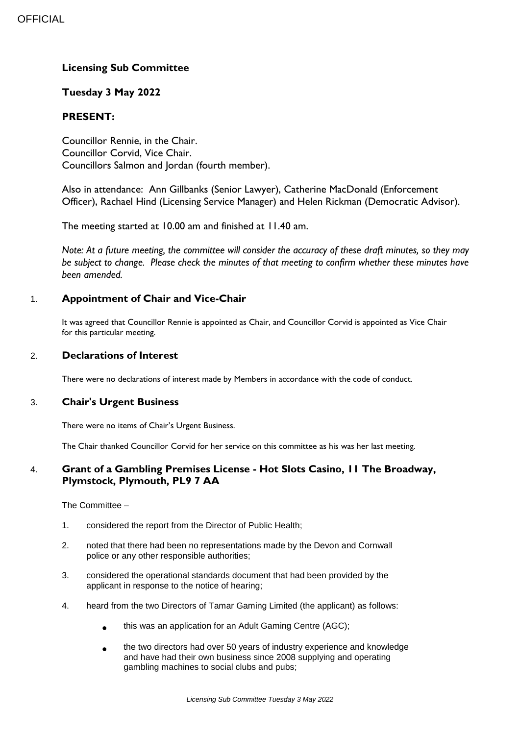## Licensing Sub Committee

## Tuesday 3 May 2022

## PRESENT:

Councillor Rennie, in the Chair.
Councillor Corvid, Vice Chair.
Councillors Salmon and Jordan (fourth member).

Also in attendance: Ann Gillbanks (Senior Lawyer), Catherine MacDonald (Enforcement Officer), Rachael Hind (Licensing Service Manager) and Helen Rickman (Democratic Advisor).

The meeting started at 10.00 am and finished at 11.40 am.

*Note: At a future meeting, the committee will consider the accuracy of these draft minutes, so they may be subject to change. Please check the minutes of that meeting to confirm whether these minutes have been amended.*

### 1. Appointment of Chair and Vice-Chair

It was agreed that Councillor Rennie is appointed as Chair, and Councillor Corvid is appointed as Vice Chair for this particular meeting.

### 2. Declarations of Interest

There were no declarations of interest made by Members in accordance with the code of conduct.

### 3. Chair's Urgent Business

There were no items of Chair's Urgent Business.

The Chair thanked Councillor Corvid for her service on this committee as his was her last meeting.

### 4. Grant of a Gambling Premises License - Hot Slots Casino, 11 The Broadway, Plymstock, Plymouth, PL9 7 AA

The Committee –

1. considered the report from the Director of Public Health;
2. noted that there had been no representations made by the Devon and Cornwall police or any other responsible authorities;
3. considered the operational standards document that had been provided by the applicant in response to the notice of hearing;
4. heard from the two Directors of Tamar Gaming Limited (the applicant) as follows:
   - this was an application for an Adult Gaming Centre (AGC);
   - the two directors had over 50 years of industry experience and knowledge and have had their own business since 2008 supplying and operating gambling machines to social clubs and pubs;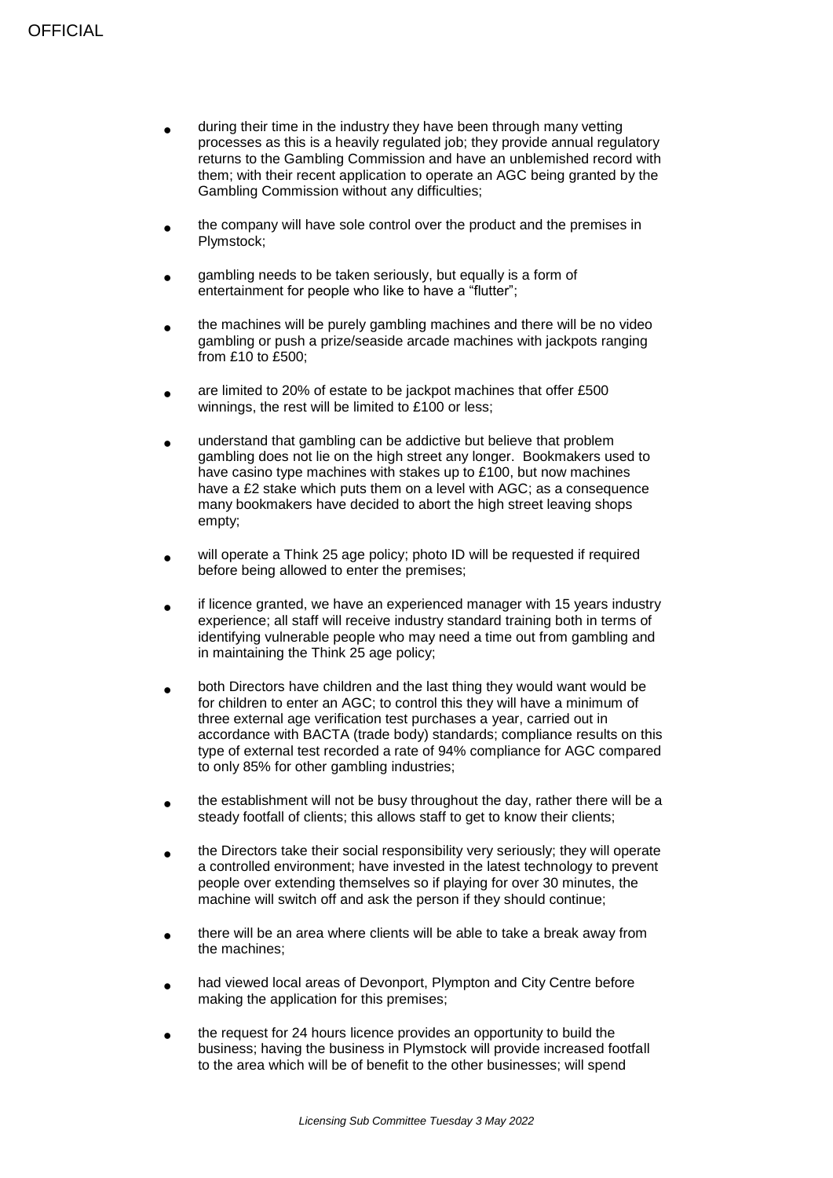- during their time in the industry they have been through many vetting processes as this is a heavily regulated job; they provide annual regulatory returns to the Gambling Commission and have an unblemished record with them; with their recent application to operate an AGC being granted by the Gambling Commission without any difficulties;

- the company will have sole control over the product and the premises in Plymstock;

- gambling needs to be taken seriously, but equally is a form of entertainment for people who like to have a "flutter";

- the machines will be purely gambling machines and there will be no video gambling or push a prize/seaside arcade machines with jackpots ranging from £10 to £500;

- are limited to 20% of estate to be jackpot machines that offer £500 winnings, the rest will be limited to £100 or less;

- understand that gambling can be addictive but believe that problem gambling does not lie on the high street any longer. Bookmakers used to have casino type machines with stakes up to £100, but now machines have a £2 stake which puts them on a level with AGC; as a consequence many bookmakers have decided to abort the high street leaving shops empty;

- will operate a Think 25 age policy; photo ID will be requested if required before being allowed to enter the premises;

- if licence granted, we have an experienced manager with 15 years industry experience; all staff will receive industry standard training both in terms of identifying vulnerable people who may need a time out from gambling and in maintaining the Think 25 age policy;

- both Directors have children and the last thing they would want would be for children to enter an AGC; to control this they will have a minimum of three external age verification test purchases a year, carried out in accordance with BACTA (trade body) standards; compliance results on this type of external test recorded a rate of 94% compliance for AGC compared to only 85% for other gambling industries;

- the establishment will not be busy throughout the day, rather there will be a steady footfall of clients; this allows staff to get to know their clients;

- the Directors take their social responsibility very seriously; they will operate a controlled environment; have invested in the latest technology to prevent people over extending themselves so if playing for over 30 minutes, the machine will switch off and ask the person if they should continue;

- there will be an area where clients will be able to take a break away from the machines;

- had viewed local areas of Devonport, Plympton and City Centre before making the application for this premises;

- the request for 24 hours licence provides an opportunity to build the business; having the business in Plymstock will provide increased footfall to the area which will be of benefit to the other businesses; will spend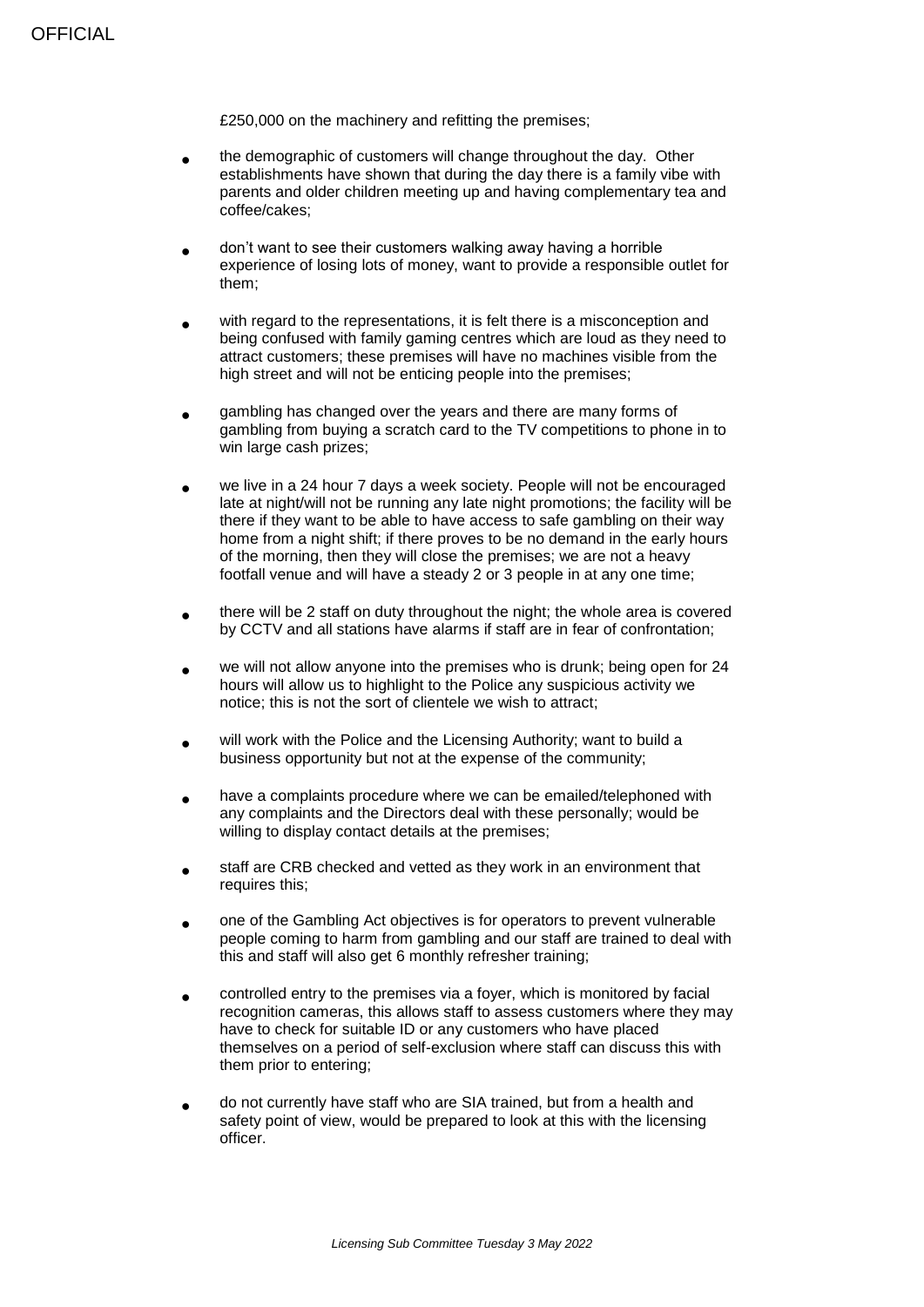£250,000 on the machinery and refitting the premises;

- the demographic of customers will change throughout the day. Other establishments have shown that during the day there is a family vibe with parents and older children meeting up and having complementary tea and coffee/cakes;

- don't want to see their customers walking away having a horrible experience of losing lots of money, want to provide a responsible outlet for them;

- with regard to the representations, it is felt there is a misconception and being confused with family gaming centres which are loud as they need to attract customers; these premises will have no machines visible from the high street and will not be enticing people into the premises;

- gambling has changed over the years and there are many forms of gambling from buying a scratch card to the TV competitions to phone in to win large cash prizes;

- we live in a 24 hour 7 days a week society. People will not be encouraged late at night/will not be running any late night promotions; the facility will be there if they want to be able to have access to safe gambling on their way home from a night shift; if there proves to be no demand in the early hours of the morning, then they will close the premises; we are not a heavy footfall venue and will have a steady 2 or 3 people in at any one time;

- there will be 2 staff on duty throughout the night; the whole area is covered by CCTV and all stations have alarms if staff are in fear of confrontation;

- we will not allow anyone into the premises who is drunk; being open for 24 hours will allow us to highlight to the Police any suspicious activity we notice; this is not the sort of clientele we wish to attract;

- will work with the Police and the Licensing Authority; want to build a business opportunity but not at the expense of the community;

- have a complaints procedure where we can be emailed/telephoned with any complaints and the Directors deal with these personally; would be willing to display contact details at the premises;

- staff are CRB checked and vetted as they work in an environment that requires this;

- one of the Gambling Act objectives is for operators to prevent vulnerable people coming to harm from gambling and our staff are trained to deal with this and staff will also get 6 monthly refresher training;

- controlled entry to the premises via a foyer, which is monitored by facial recognition cameras, this allows staff to assess customers where they may have to check for suitable ID or any customers who have placed themselves on a period of self-exclusion where staff can discuss this with them prior to entering;

- do not currently have staff who are SIA trained, but from a health and safety point of view, would be prepared to look at this with the licensing officer.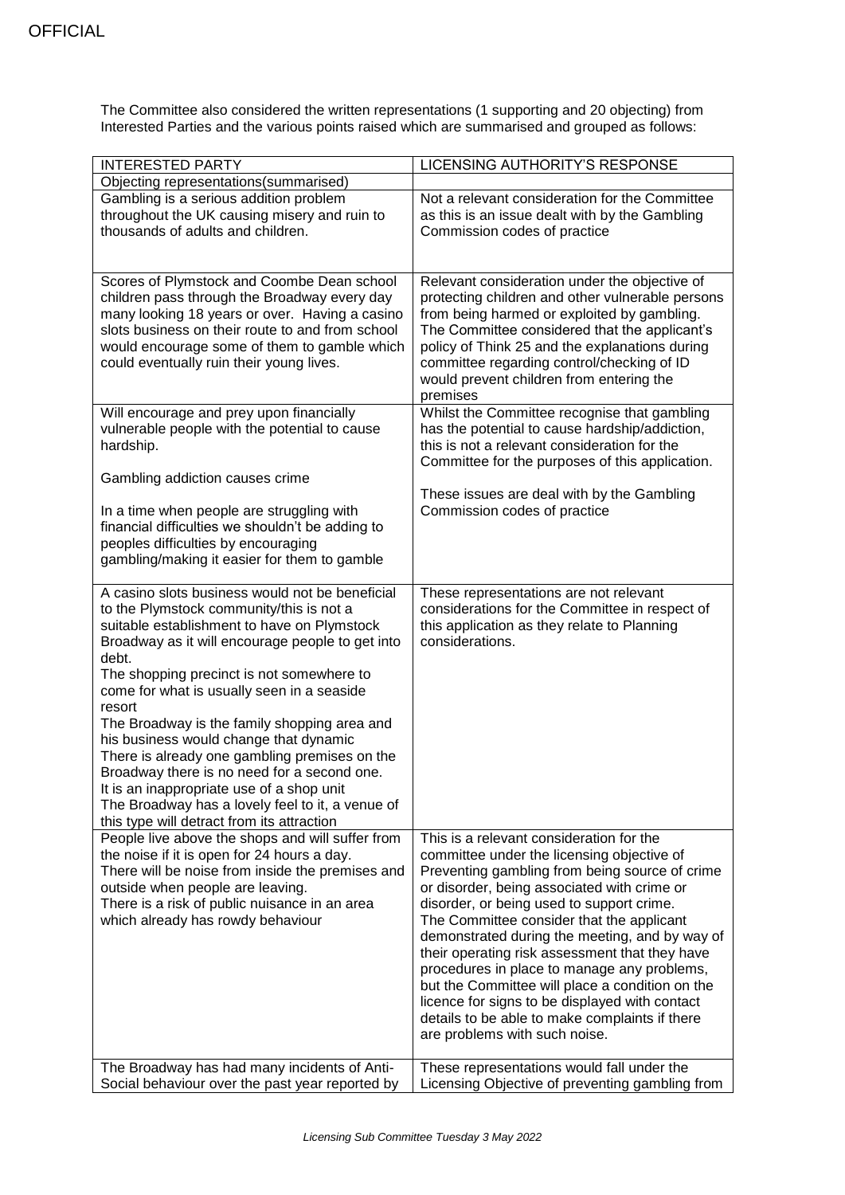The Committee also considered the written representations (1 supporting and 20 objecting) from Interested Parties and the various points raised which are summarised and grouped as follows:

| INTERESTED PARTY | LICENSING AUTHORITY'S RESPONSE |
|---|---|
| Objecting representations(summarised) | |
| Gambling is a serious addition problem throughout the UK causing misery and ruin to thousands of adults and children. | Not a relevant consideration for the Committee as this is an issue dealt with by the Gambling Commission codes of practice |
| Scores of Plymstock and Coombe Dean school children pass through the Broadway every day many looking 18 years or over. Having a casino slots business on their route to and from school would encourage some of them to gamble which could eventually ruin their young lives. | Relevant consideration under the objective of protecting children and other vulnerable persons from being harmed or exploited by gambling. The Committee considered that the applicant's policy of Think 25 and the explanations during committee regarding control/checking of ID would prevent children from entering the premises |
| Will encourage and prey upon financially vulnerable people with the potential to cause hardship.<br><br>Gambling addiction causes crime<br><br>In a time when people are struggling with financial difficulties we shouldn't be adding to peoples difficulties by encouraging gambling/making it easier for them to gamble | Whilst the Committee recognise that gambling has the potential to cause hardship/addiction, this is not a relevant consideration for the Committee for the purposes of this application.<br><br>These issues are deal with by the Gambling Commission codes of practice |
| A casino slots business would not be beneficial to the Plymstock community/this is not a suitable establishment to have on Plymstock Broadway as it will encourage people to get into debt.<br>The shopping precinct is not somewhere to come for what is usually seen in a seaside resort<br>The Broadway is the family shopping area and his business would change that dynamic<br>There is already one gambling premises on the Broadway there is no need for a second one.<br>It is an inappropriate use of a shop unit<br>The Broadway has a lovely feel to it, a venue of this type will detract from its attraction | These representations are not relevant considerations for the Committee in respect of this application as they relate to Planning considerations. |
| People live above the shops and will suffer from the noise if it is open for 24 hours a day.<br>There will be noise from inside the premises and outside when people are leaving.<br>There is a risk of public nuisance in an area which already has rowdy behaviour | This is a relevant consideration for the committee under the licensing objective of Preventing gambling from being source of crime or disorder, being associated with crime or disorder, or being used to support crime.<br>The Committee consider that the applicant demonstrated during the meeting, and by way of their operating risk assessment that they have procedures in place to manage any problems, but the Committee will place a condition on the licence for signs to be displayed with contact details to be able to make complaints if there are problems with such noise. |
| The Broadway has had many incidents of Anti-Social behaviour over the past year reported by | These representations would fall under the Licensing Objective of preventing gambling from |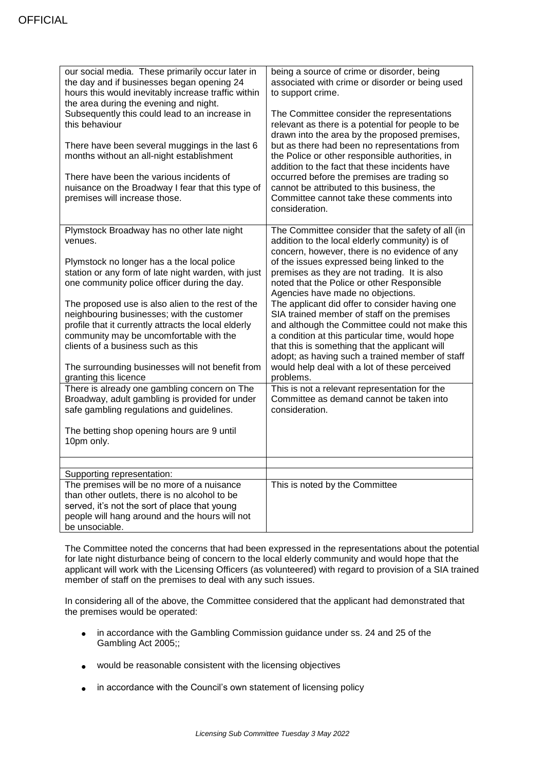| | |
|---|---|
| our social media. These primarily occur later in the day and if businesses began opening 24 hours this would inevitably increase traffic within the area during the evening and night. Subsequently this could lead to an increase in this behaviour<br><br>There have been several muggings in the last 6 months without an all-night establishment<br><br>There have been the various incidents of nuisance on the Broadway I fear that this type of premises will increase those. | being a source of crime or disorder, being associated with crime or disorder or being used to support crime.<br><br>The Committee consider the representations relevant as there is a potential for people to be drawn into the area by the proposed premises, but as there had been no representations from the Police or other responsible authorities, in addition to the fact that these incidents have occurred before the premises are trading so cannot be attributed to this business, the Committee cannot take these comments into consideration. |
| Plymstock Broadway has no other late night venues.<br><br>Plymstock no longer has a the local police station or any form of late night warden, with just one community police officer during the day.<br><br>The proposed use is also alien to the rest of the neighbouring businesses; with the customer profile that it currently attracts the local elderly community may be uncomfortable with the clients of a business such as this<br><br>The surrounding businesses will not benefit from granting this licence | The Committee consider that the safety of all (in addition to the local elderly community) is of concern, however, there is no evidence of any of the issues expressed being linked to the premises as they are not trading. It is also noted that the Police or other Responsible Agencies have made no objections.<br>The applicant did offer to consider having one SIA trained member of staff on the premises and although the Committee could not make this a condition at this particular time, would hope that this is something that the applicant will adopt; as having such a trained member of staff would help deal with a lot of these perceived problems. |
| There is already one gambling concern on The Broadway, adult gambling is provided for under safe gambling regulations and guidelines.<br><br>The betting shop opening hours are 9 until 10pm only. | This is not a relevant representation for the Committee as demand cannot be taken into consideration. |
| | |
| Supporting representation: | |
| The premises will be no more of a nuisance than other outlets, there is no alcohol to be served, it's not the sort of place that young people will hang around and the hours will not be unsociable. | This is noted by the Committee |

The Committee noted the concerns that had been expressed in the representations about the potential for late night disturbance being of concern to the local elderly community and would hope that the applicant will work with the Licensing Officers (as volunteered) with regard to provision of a SIA trained member of staff on the premises to deal with any such issues.

In considering all of the above, the Committee considered that the applicant had demonstrated that the premises would be operated:

- in accordance with the Gambling Commission guidance under ss. 24 and 25 of the Gambling Act 2005;;
- would be reasonable consistent with the licensing objectives
- in accordance with the Council's own statement of licensing policy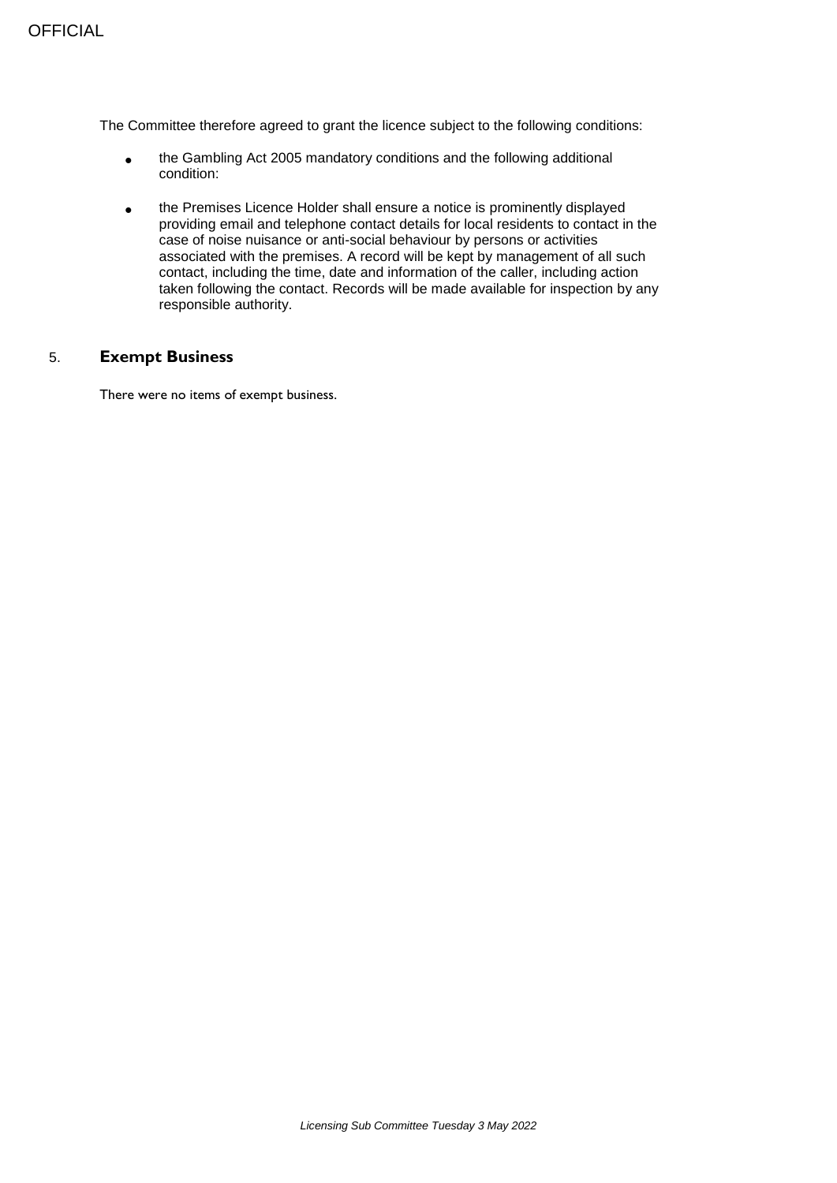The Committee therefore agreed to grant the licence subject to the following conditions:

- the Gambling Act 2005 mandatory conditions and the following additional condition:

- the Premises Licence Holder shall ensure a notice is prominently displayed providing email and telephone contact details for local residents to contact in the case of noise nuisance or anti-social behaviour by persons or activities associated with the premises. A record will be kept by management of all such contact, including the time, date and information of the caller, including action taken following the contact. Records will be made available for inspection by any responsible authority.

## 5. Exempt Business

There were no items of exempt business.